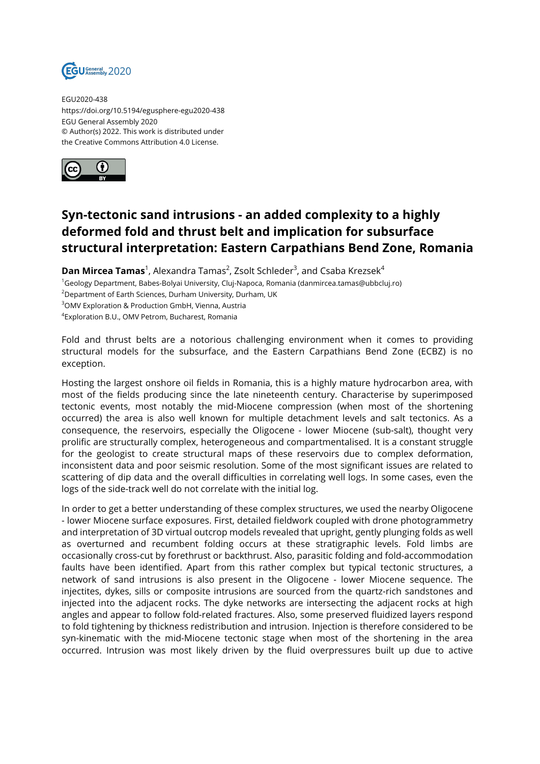EGU2020-438
https://doi.org/10.5194/egusphere-egu2020-438
EGU General Assembly 2020
© Author(s) 2022. This work is distributed under
the Creative Commons Attribution 4.0 License.

# Syn-tectonic sand intrusions - an added complexity to a highly deformed fold and thrust belt and implication for subsurface structural interpretation: Eastern Carpathians Bend Zone, Romania

**Dan Mircea Tamas**[1], Alexandra Tamas[2], Zsolt Schleder[3], and Csaba Krezsek[4]

[1]Geology Department, Babes-Bolyai University, Cluj-Napoca, Romania (danmircea.tamas@ubbcluj.ro)
[2]Department of Earth Sciences, Durham University, Durham, UK
[3]OMV Exploration & Production GmbH, Vienna, Austria
[4]Exploration B.U., OMV Petrom, Bucharest, Romania

Fold and thrust belts are a notorious challenging environment when it comes to providing structural models for the subsurface, and the Eastern Carpathians Bend Zone (ECBZ) is no exception.

Hosting the largest onshore oil fields in Romania, this is a highly mature hydrocarbon area, with most of the fields producing since the late nineteenth century. Characterise by superimposed tectonic events, most notably the mid-Miocene compression (when most of the shortening occurred) the area is also well known for multiple detachment levels and salt tectonics. As a consequence, the reservoirs, especially the Oligocene - lower Miocene (sub-salt), thought very prolific are structurally complex, heterogeneous and compartmentalised. It is a constant struggle for the geologist to create structural maps of these reservoirs due to complex deformation, inconsistent data and poor seismic resolution. Some of the most significant issues are related to scattering of dip data and the overall difficulties in correlating well logs. In some cases, even the logs of the side-track well do not correlate with the initial log.

In order to get a better understanding of these complex structures, we used the nearby Oligocene - lower Miocene surface exposures. First, detailed fieldwork coupled with drone photogrammetry and interpretation of 3D virtual outcrop models revealed that upright, gently plunging folds as well as overturned and recumbent folding occurs at these stratigraphic levels. Fold limbs are occasionally cross-cut by forethrust or backthrust. Also, parasitic folding and fold-accommodation faults have been identified. Apart from this rather complex but typical tectonic structures, a network of sand intrusions is also present in the Oligocene - lower Miocene sequence. The injectites, dykes, sills or composite intrusions are sourced from the quartz-rich sandstones and injected into the adjacent rocks. The dyke networks are intersecting the adjacent rocks at high angles and appear to follow fold-related fractures. Also, some preserved fluidized layers respond to fold tightening by thickness redistribution and intrusion. Injection is therefore considered to be syn-kinematic with the mid-Miocene tectonic stage when most of the shortening in the area occurred. Intrusion was most likely driven by the fluid overpressures built up due to active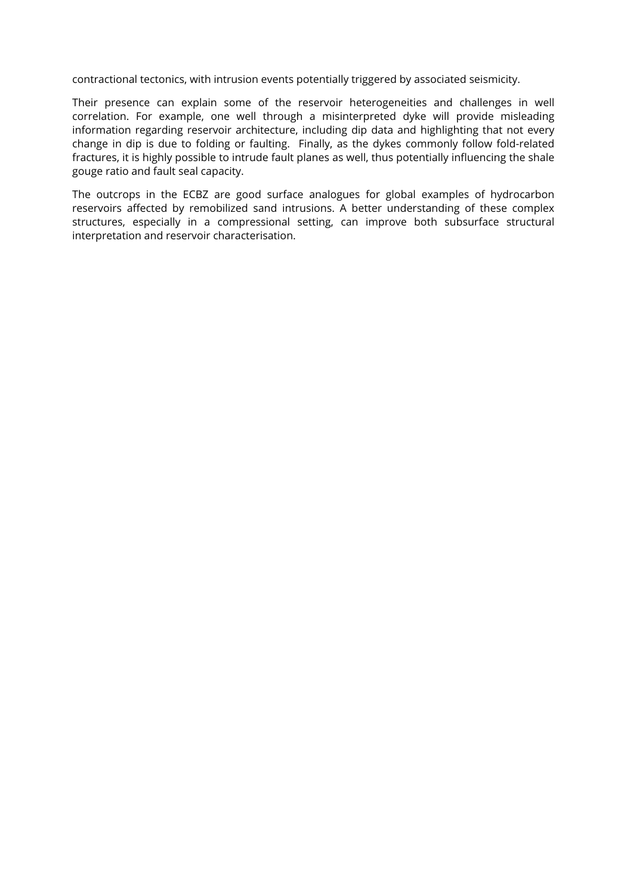contractional tectonics, with intrusion events potentially triggered by associated seismicity.

Their presence can explain some of the reservoir heterogeneities and challenges in well correlation. For example, one well through a misinterpreted dyke will provide misleading information regarding reservoir architecture, including dip data and highlighting that not every change in dip is due to folding or faulting. Finally, as the dykes commonly follow fold-related fractures, it is highly possible to intrude fault planes as well, thus potentially influencing the shale gouge ratio and fault seal capacity.

The outcrops in the ECBZ are good surface analogues for global examples of hydrocarbon reservoirs affected by remobilized sand intrusions. A better understanding of these complex structures, especially in a compressional setting, can improve both subsurface structural interpretation and reservoir characterisation.